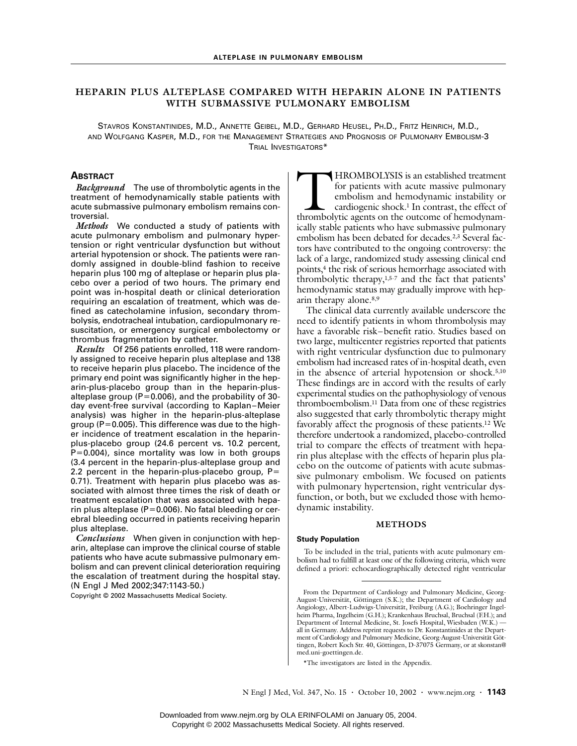# HEPARIN PLUS ALTEPLASE COMPARED WITH HEPARIN ALONE IN PATIENTS WITH SUBMASSIVE PULMONARY EMBOLISM

STAVROS KONSTANTINIDES, M.D., ANNETTE GEIBEL, M.D., GERHARD HEUSEL, PH.D., FRITZ HEINRICH, M.D., AND WOLFGANG KASPER, M.D., FOR THE MANAGEMENT STRATEGIES AND PROGNOSIS OF PULMONARY EMBOLISM-3 TRIAL INVESTIGATORS*

## ABSTRACT

***Background*** The use of thrombolytic agents in the treatment of hemodynamically stable patients with acute submassive pulmonary embolism remains controversial.

***Methods*** We conducted a study of patients with acute pulmonary embolism and pulmonary hypertension or right ventricular dysfunction but without arterial hypotension or shock. The patients were randomly assigned in double-blind fashion to receive heparin plus 100 mg of alteplase or heparin plus placebo over a period of two hours. The primary end point was in-hospital death or clinical deterioration requiring an escalation of treatment, which was defined as catecholamine infusion, secondary thrombolysis, endotracheal intubation, cardiopulmonary resuscitation, or emergency surgical embolectomy or thrombus fragmentation by catheter.

***Results*** Of 256 patients enrolled, 118 were randomly assigned to receive heparin plus alteplase and 138 to receive heparin plus placebo. The incidence of the primary end point was significantly higher in the heparin-plus-placebo group than in the heparin-plus-alteplase group (P=0.006), and the probability of 30-day event-free survival (according to Kaplan–Meier analysis) was higher in the heparin-plus-alteplase group (P=0.005). This difference was due to the higher incidence of treatment escalation in the heparin-plus-placebo group (24.6 percent vs. 10.2 percent, P=0.004), since mortality was low in both groups (3.4 percent in the heparin-plus-alteplase group and 2.2 percent in the heparin-plus-placebo group, P=0.71). Treatment with heparin plus placebo was associated with almost three times the risk of death or treatment escalation that was associated with heparin plus alteplase (P=0.006). No fatal bleeding or cerebral bleeding occurred in patients receiving heparin plus alteplase.

***Conclusions*** When given in conjunction with heparin, alteplase can improve the clinical course of stable patients who have acute submassive pulmonary embolism and can prevent clinical deterioration requiring the escalation of treatment during the hospital stay. (N Engl J Med 2002;347:1143-50.)

Copyright © 2002 Massachusetts Medical Society.

THROMBOLYSIS is an established treatment for patients with acute massive pulmonary embolism and hemodynamic instability or cardiogenic shock.[1] In contrast, the effect of thrombolytic agents on the outcome of hemodynamically stable patients who have submassive pulmonary embolism has been debated for decades.[2,3] Several factors have contributed to the ongoing controversy: the lack of a large, randomized study assessing clinical end points,[4] the risk of serious hemorrhage associated with thrombolytic therapy,[1,5-7] and the fact that patients' hemodynamic status may gradually improve with heparin therapy alone.[8,9]

The clinical data currently available underscore the need to identify patients in whom thrombolysis may have a favorable risk–benefit ratio. Studies based on two large, multicenter registries reported that patients with right ventricular dysfunction due to pulmonary embolism had increased rates of in-hospital death, even in the absence of arterial hypotension or shock.[5,10] These findings are in accord with the results of early experimental studies on the pathophysiology of venous thromboembolism.[11] Data from one of these registries also suggested that early thrombolytic therapy might favorably affect the prognosis of these patients.[12] We therefore undertook a randomized, placebo-controlled trial to compare the effects of treatment with heparin plus alteplase with the effects of heparin plus placebo on the outcome of patients with acute submassive pulmonary embolism. We focused on patients with pulmonary hypertension, right ventricular dysfunction, or both, but we excluded those with hemodynamic instability.

## METHODS

### Study Population

To be included in the trial, patients with acute pulmonary embolism had to fulfill at least one of the following criteria, which were defined a priori: echocardiographically detected right ventricular

From the Department of Cardiology and Pulmonary Medicine, Georg-August-Universität, Göttingen (S.K.); the Department of Cardiology and Angiology, Albert-Ludwigs-Universität, Freiburg (A.G.); Boehringer Ingelheim Pharma, Ingelheim (G.H.); Krankenhaus Bruchsal, Bruchsal (F.H.); and Department of Internal Medicine, St. Josefs Hospital, Wiesbaden (W.K.) — all in Germany. Address reprint requests to Dr. Konstantinides at the Department of Cardiology and Pulmonary Medicine, Georg-August-Universität Göttingen, Robert Koch Str. 40, Göttingen, D-37075 Germany, or at skonstan@med.uni-goettingen.de.

*The investigators are listed in the Appendix.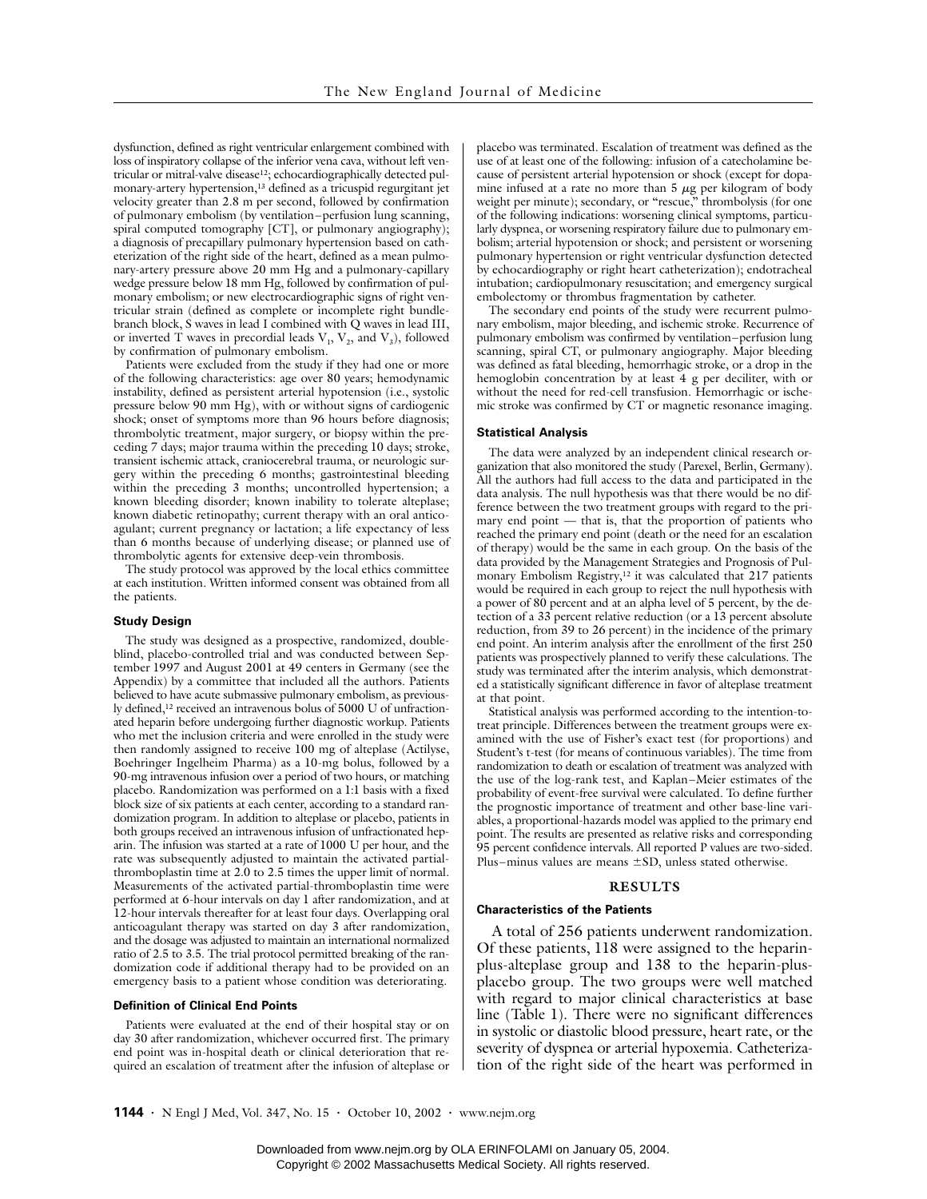dysfunction, defined as right ventricular enlargement combined with loss of inspiratory collapse of the inferior vena cava, without left ventricular or mitral-valve disease[12]; echocardiographically detected pulmonary-artery hypertension,[13] defined as a tricuspid regurgitant jet velocity greater than 2.8 m per second, followed by confirmation of pulmonary embolism (by ventilation–perfusion lung scanning, spiral computed tomography [CT], or pulmonary angiography); a diagnosis of precapillary pulmonary hypertension based on catheterization of the right side of the heart, defined as a mean pulmonary-artery pressure above 20 mm Hg and a pulmonary-capillary wedge pressure below 18 mm Hg, followed by confirmation of pulmonary embolism; or new electrocardiographic signs of right ventricular strain (defined as complete or incomplete right bundle-branch block, S waves in lead I combined with Q waves in lead III, or inverted T waves in precordial leads $V_1$, $V_2$, and $V_3$), followed by confirmation of pulmonary embolism.

Patients were excluded from the study if they had one or more of the following characteristics: age over 80 years; hemodynamic instability, defined as persistent arterial hypotension (i.e., systolic pressure below 90 mm Hg), with or without signs of cardiogenic shock; onset of symptoms more than 96 hours before diagnosis; thrombolytic treatment, major surgery, or biopsy within the preceding 7 days; major trauma within the preceding 10 days; stroke, transient ischemic attack, craniocerebral trauma, or neurologic surgery within the preceding 6 months; gastrointestinal bleeding within the preceding 3 months; uncontrolled hypertension; a known bleeding disorder; known inability to tolerate alteplase; known diabetic retinopathy; current therapy with an oral anticoagulant; current pregnancy or lactation; a life expectancy of less than 6 months because of underlying disease; or planned use of thrombolytic agents for extensive deep-vein thrombosis.

The study protocol was approved by the local ethics committee at each institution. Written informed consent was obtained from all the patients.

### Study Design

The study was designed as a prospective, randomized, double-blind, placebo-controlled trial and was conducted between September 1997 and August 2001 at 49 centers in Germany (see the Appendix) by a committee that included all the authors. Patients believed to have acute submassive pulmonary embolism, as previously defined,[12] received an intravenous bolus of 5000 U of unfractionated heparin before undergoing further diagnostic workup. Patients who met the inclusion criteria and were enrolled in the study were then randomly assigned to receive 100 mg of alteplase (Actilyse, Boehringer Ingelheim Pharma) as a 10-mg bolus, followed by a 90-mg intravenous infusion over a period of two hours, or matching placebo. Randomization was performed on a 1:1 basis with a fixed block size of six patients at each center, according to a standard randomization program. In addition to alteplase or placebo, patients in both groups received an intravenous infusion of unfractionated heparin. The infusion was started at a rate of 1000 U per hour, and the rate was subsequently adjusted to maintain the activated partial-thromboplastin time at 2.0 to 2.5 times the upper limit of normal. Measurements of the activated partial-thromboplastin time were performed at 6-hour intervals on day 1 after randomization, and at 12-hour intervals thereafter for at least four days. Overlapping oral anticoagulant therapy was started on day 3 after randomization, and the dosage was adjusted to maintain an international normalized ratio of 2.5 to 3.5. The trial protocol permitted breaking of the randomization code if additional therapy had to be provided on an emergency basis to a patient whose condition was deteriorating.

### Definition of Clinical End Points

Patients were evaluated at the end of their hospital stay or on day 30 after randomization, whichever occurred first. The primary end point was in-hospital death or clinical deterioration that required an escalation of treatment after the infusion of alteplase or placebo was terminated. Escalation of treatment was defined as the use of at least one of the following: infusion of a catecholamine because of persistent arterial hypotension or shock (except for dopamine infused at a rate no more than 5 μg per kilogram of body weight per minute); secondary, or "rescue," thrombolysis (for one of the following indications: worsening clinical symptoms, particularly dyspnea, or worsening respiratory failure due to pulmonary embolism; arterial hypotension or shock; and persistent or worsening pulmonary hypertension or right ventricular dysfunction detected by echocardiography or right heart catheterization); endotracheal intubation; cardiopulmonary resuscitation; and emergency surgical embolectomy or thrombus fragmentation by catheter.

The secondary end points of the study were recurrent pulmonary embolism, major bleeding, and ischemic stroke. Recurrence of pulmonary embolism was confirmed by ventilation–perfusion lung scanning, spiral CT, or pulmonary angiography. Major bleeding was defined as fatal bleeding, hemorrhagic stroke, or a drop in the hemoglobin concentration by at least 4 g per deciliter, with or without the need for red-cell transfusion. Hemorrhagic or ischemic stroke was confirmed by CT or magnetic resonance imaging.

### Statistical Analysis

The data were analyzed by an independent clinical research organization that also monitored the study (Parexel, Berlin, Germany). All the authors had full access to the data and participated in the data analysis. The null hypothesis was that there would be no difference between the two treatment groups with regard to the primary end point — that is, that the proportion of patients who reached the primary end point (death or the need for an escalation of therapy) would be the same in each group. On the basis of the data provided by the Management Strategies and Prognosis of Pulmonary Embolism Registry,[12] it was calculated that 217 patients would be required in each group to reject the null hypothesis with a power of 80 percent and at an alpha level of 5 percent, by the detection of a 33 percent relative reduction (or a 13 percent absolute reduction, from 39 to 26 percent) in the incidence of the primary end point. An interim analysis after the enrollment of the first 250 patients was prospectively planned to verify these calculations. The study was terminated after the interim analysis, which demonstrated a statistically significant difference in favor of alteplase treatment at that point.

Statistical analysis was performed according to the intention-to-treat principle. Differences between the treatment groups were examined with the use of Fisher's exact test (for proportions) and Student's t-test (for means of continuous variables). The time from randomization to death or escalation of treatment was analyzed with the use of the log-rank test, and Kaplan–Meier estimates of the probability of event-free survival were calculated. To define further the prognostic importance of treatment and other base-line variables, a proportional-hazards model was applied to the primary end point. The results are presented as relative risks and corresponding 95 percent confidence intervals. All reported P values are two-sided. Plus–minus values are means ±SD, unless stated otherwise.

## RESULTS

### Characteristics of the Patients

A total of 256 patients underwent randomization. Of these patients, 118 were assigned to the heparin-plus-alteplase group and 138 to the heparin-plus-placebo group. The two groups were well matched with regard to major clinical characteristics at base line (Table 1). There were no significant differences in systolic or diastolic blood pressure, heart rate, or the severity of dyspnea or arterial hypoxemia. Catheterization of the right side of the heart was performed in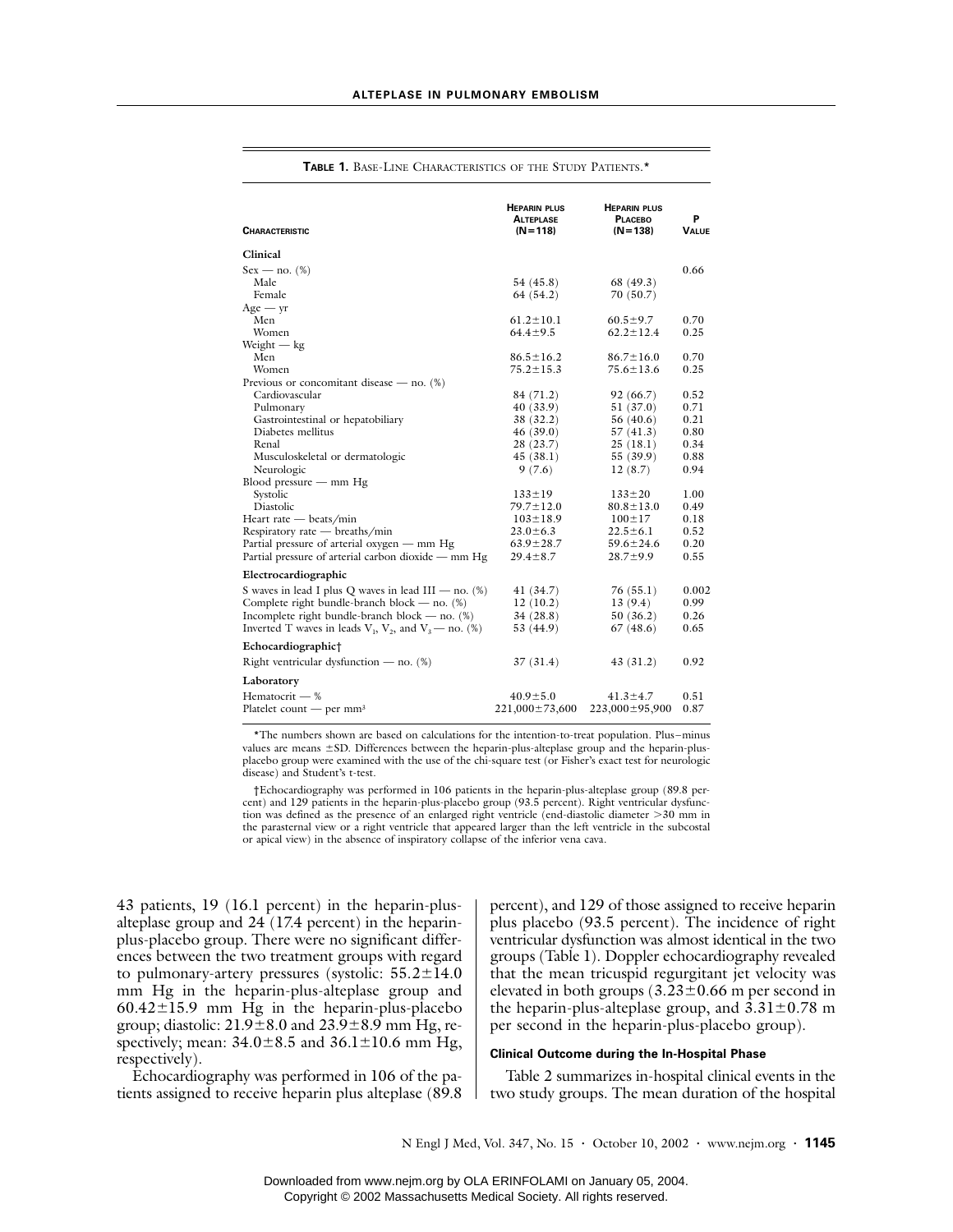**TABLE 1.** BASE-LINE CHARACTERISTICS OF THE STUDY PATIENTS.*

| CHARACTERISTIC | HEPARIN PLUS ALTEPLASE (N=118) | HEPARIN PLUS PLACEBO (N=138) | P VALUE |
|---|---|---|---|
| **Clinical** | | | |
| Sex — no. (%) | | | 0.66 |
| Male | 54 (45.8) | 68 (49.3) | |
| Female | 64 (54.2) | 70 (50.7) | |
| Age — yr | | | |
| Men | 61.2±10.1 | 60.5±9.7 | 0.70 |
| Women | 64.4±9.5 | 62.2±12.4 | 0.25 |
| Weight — kg | | | |
| Men | 86.5±16.2 | 86.7±16.0 | 0.70 |
| Women | 75.2±15.3 | 75.6±13.6 | 0.25 |
| Previous or concomitant disease — no. (%) | | | |
| Cardiovascular | 84 (71.2) | 92 (66.7) | 0.52 |
| Pulmonary | 40 (33.9) | 51 (37.0) | 0.71 |
| Gastrointestinal or hepatobiliary | 38 (32.2) | 56 (40.6) | 0.21 |
| Diabetes mellitus | 46 (39.0) | 57 (41.3) | 0.80 |
| Renal | 28 (23.7) | 25 (18.1) | 0.34 |
| Musculoskeletal or dermatologic | 45 (38.1) | 55 (39.9) | 0.88 |
| Neurologic | 9 (7.6) | 12 (8.7) | 0.94 |
| Blood pressure — mm Hg | | | |
| Systolic | 133±19 | 133±20 | 1.00 |
| Diastolic | 79.7±12.0 | 80.8±13.0 | 0.49 |
| Heart rate — beats/min | 103±18.9 | 100±17 | 0.18 |
| Respiratory rate — breaths/min | 23.0±6.3 | 22.5±6.1 | 0.52 |
| Partial pressure of arterial oxygen — mm Hg | 63.9±28.7 | 59.6±24.6 | 0.20 |
| Partial pressure of arterial carbon dioxide — mm Hg | 29.4±8.7 | 28.7±9.9 | 0.55 |
| **Electrocardiographic** | | | |
| S waves in lead I plus Q waves in lead III — no. (%) | 41 (34.7) | 76 (55.1) | 0.002 |
| Complete right bundle-branch block — no. (%) | 12 (10.2) | 13 (9.4) | 0.99 |
| Incomplete right bundle-branch block — no. (%) | 34 (28.8) | 50 (36.2) | 0.26 |
| Inverted T waves in leads $V_1$, $V_2$, and $V_3$ — no. (%) | 53 (44.9) | 67 (48.6) | 0.65 |
| **Echocardiographic†** | | | |
| Right ventricular dysfunction — no. (%) | 37 (31.4) | 43 (31.2) | 0.92 |
| **Laboratory** | | | |
| Hematocrit — % | 40.9±5.0 | 41.3±4.7 | 0.51 |
| Platelet count — per mm³ | 221,000±73,600 | 223,000±95,900 | 0.87 |

*The numbers shown are based on calculations for the intention-to-treat population. Plus–minus values are means ±SD. Differences between the heparin-plus-alteplase group and the heparin-plus-placebo group were examined with the use of the chi-square test (or Fisher's exact test for neurologic disease) and Student's t-test.

†Echocardiography was performed in 106 patients in the heparin-plus-alteplase group (89.8 percent) and 129 patients in the heparin-plus-placebo group (93.5 percent). Right ventricular dysfunction was defined as the presence of an enlarged right ventricle (end-diastolic diameter >30 mm in the parasternal view or a right ventricle that appeared larger than the left ventricle in the subcostal or apical view) in the absence of inspiratory collapse of the inferior vena cava.

43 patients, 19 (16.1 percent) in the heparin-plus-alteplase group and 24 (17.4 percent) in the heparin-plus-placebo group. There were no significant differences between the two treatment groups with regard to pulmonary-artery pressures (systolic: 55.2±14.0 mm Hg in the heparin-plus-alteplase group and 60.42±15.9 mm Hg in the heparin-plus-placebo group; diastolic: 21.9±8.0 and 23.9±8.9 mm Hg, respectively; mean: 34.0±8.5 and 36.1±10.6 mm Hg, respectively).

Echocardiography was performed in 106 of the patients assigned to receive heparin plus alteplase (89.8 percent), and 129 of those assigned to receive heparin plus placebo (93.5 percent). The incidence of right ventricular dysfunction was almost identical in the two groups (Table 1). Doppler echocardiography revealed that the mean tricuspid regurgitant jet velocity was elevated in both groups (3.23±0.66 m per second in the heparin-plus-alteplase group, and 3.31±0.78 m per second in the heparin-plus-placebo group).

### Clinical Outcome during the In-Hospital Phase

Table 2 summarizes in-hospital clinical events in the two study groups. The mean duration of the hospital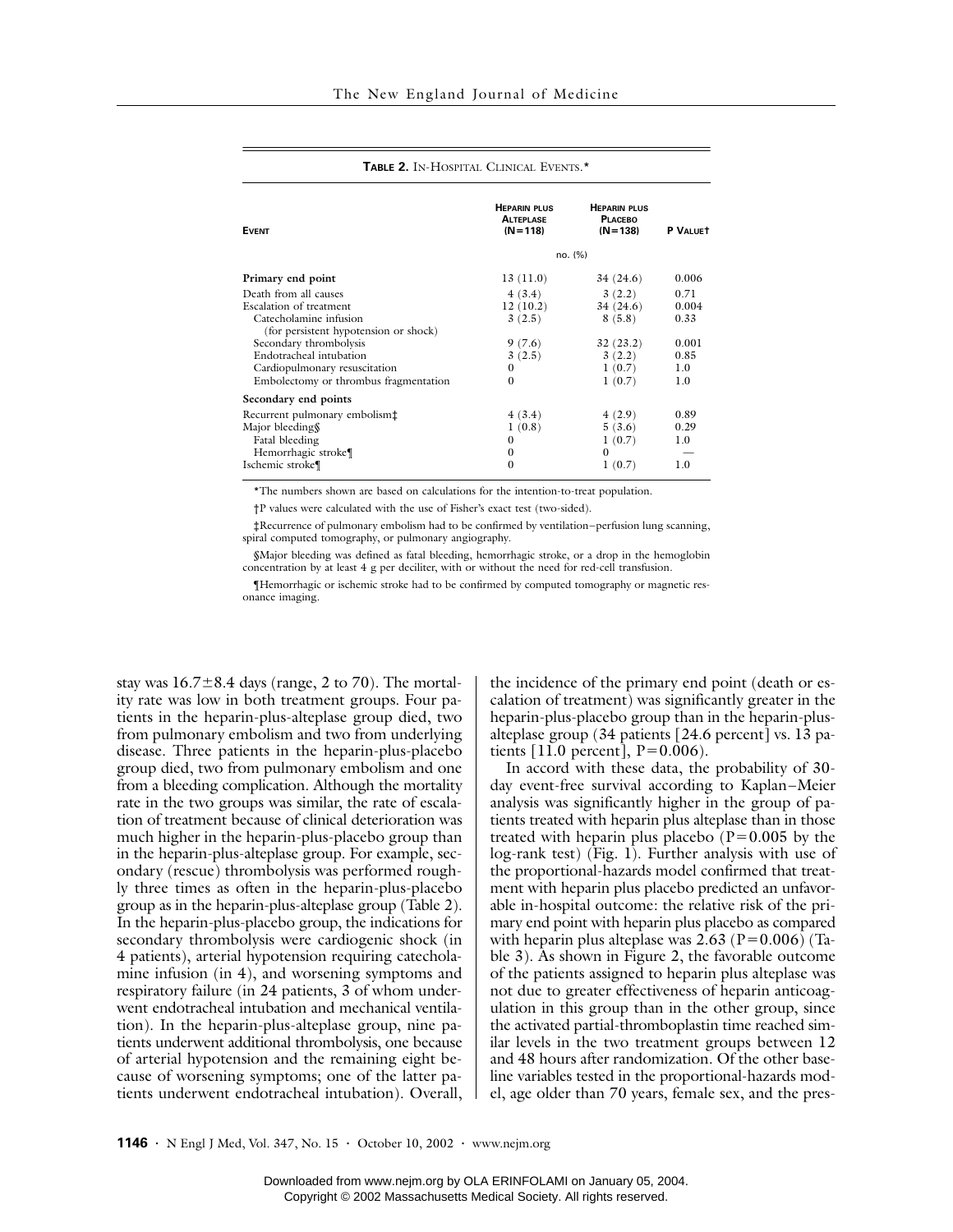**Table 2.** In-Hospital Clinical Events.*

| Event | Heparin plus Alteplase (N=118) | Heparin plus Placebo (N=138) | P Value† |
|---|---|---|---|
| | no. (%) | | |
| **Primary end point** | 13 (11.0) | 34 (24.6) | 0.006 |
| Death from all causes | 4 (3.4) | 3 (2.2) | 0.71 |
| Escalation of treatment | 12 (10.2) | 34 (24.6) | 0.004 |
| Catecholamine infusion (for persistent hypotension or shock) | 3 (2.5) | 8 (5.8) | 0.33 |
| Secondary thrombolysis | 9 (7.6) | 32 (23.2) | 0.001 |
| Endotracheal intubation | 3 (2.5) | 3 (2.2) | 0.85 |
| Cardiopulmonary resuscitation | 0 | 1 (0.7) | 1.0 |
| Embolectomy or thrombus fragmentation | 0 | 1 (0.7) | 1.0 |
| **Secondary end points** | | | |
| Recurrent pulmonary embolism‡ | 4 (3.4) | 4 (2.9) | 0.89 |
| Major bleeding§ | 1 (0.8) | 5 (3.6) | 0.29 |
| Fatal bleeding | 0 | 1 (0.7) | 1.0 |
| Hemorrhagic stroke¶ | 0 | 0 | — |
| Ischemic stroke¶ | 0 | 1 (0.7) | 1.0 |

*The numbers shown are based on calculations for the intention-to-treat population.

†P values were calculated with the use of Fisher's exact test (two-sided).

‡Recurrence of pulmonary embolism had to be confirmed by ventilation–perfusion lung scanning, spiral computed tomography, or pulmonary angiography.

§Major bleeding was defined as fatal bleeding, hemorrhagic stroke, or a drop in the hemoglobin concentration by at least 4 g per deciliter, with or without the need for red-cell transfusion.

¶Hemorrhagic or ischemic stroke had to be confirmed by computed tomography or magnetic resonance imaging.

stay was 16.7±8.4 days (range, 2 to 70). The mortality rate was low in both treatment groups. Four patients in the heparin-plus-alteplase group died, two from pulmonary embolism and two from underlying disease. Three patients in the heparin-plus-placebo group died, two from pulmonary embolism and one from a bleeding complication. Although the mortality rate in the two groups was similar, the rate of escalation of treatment because of clinical deterioration was much higher in the heparin-plus-placebo group than in the heparin-plus-alteplase group. For example, secondary (rescue) thrombolysis was performed roughly three times as often in the heparin-plus-placebo group as in the heparin-plus-alteplase group (Table 2). In the heparin-plus-placebo group, the indications for secondary thrombolysis were cardiogenic shock (in 4 patients), arterial hypotension requiring catecholamine infusion (in 4), and worsening symptoms and respiratory failure (in 24 patients, 3 of whom underwent endotracheal intubation and mechanical ventilation). In the heparin-plus-alteplase group, nine patients underwent additional thrombolysis, one because of arterial hypotension and the remaining eight because of worsening symptoms; one of the latter patients underwent endotracheal intubation). Overall, the incidence of the primary end point (death or escalation of treatment) was significantly greater in the heparin-plus-placebo group than in the heparin-plus-alteplase group (34 patients [24.6 percent] vs. 13 patients [11.0 percent], P=0.006).

In accord with these data, the probability of 30-day event-free survival according to Kaplan–Meier analysis was significantly higher in the group of patients treated with heparin plus alteplase than in those treated with heparin plus placebo (P=0.005 by the log-rank test) (Fig. 1). Further analysis with use of the proportional-hazards model confirmed that treatment with heparin plus placebo predicted an unfavorable in-hospital outcome: the relative risk of the primary end point with heparin plus placebo as compared with heparin plus alteplase was 2.63 (P=0.006) (Table 3). As shown in Figure 2, the favorable outcome of the patients assigned to heparin plus alteplase was not due to greater effectiveness of heparin anticoagulation in this group than in the other group, since the activated partial-thromboplastin time reached similar levels in the two treatment groups between 12 and 48 hours after randomization. Of the other baseline variables tested in the proportional-hazards model, age older than 70 years, female sex, and the pres-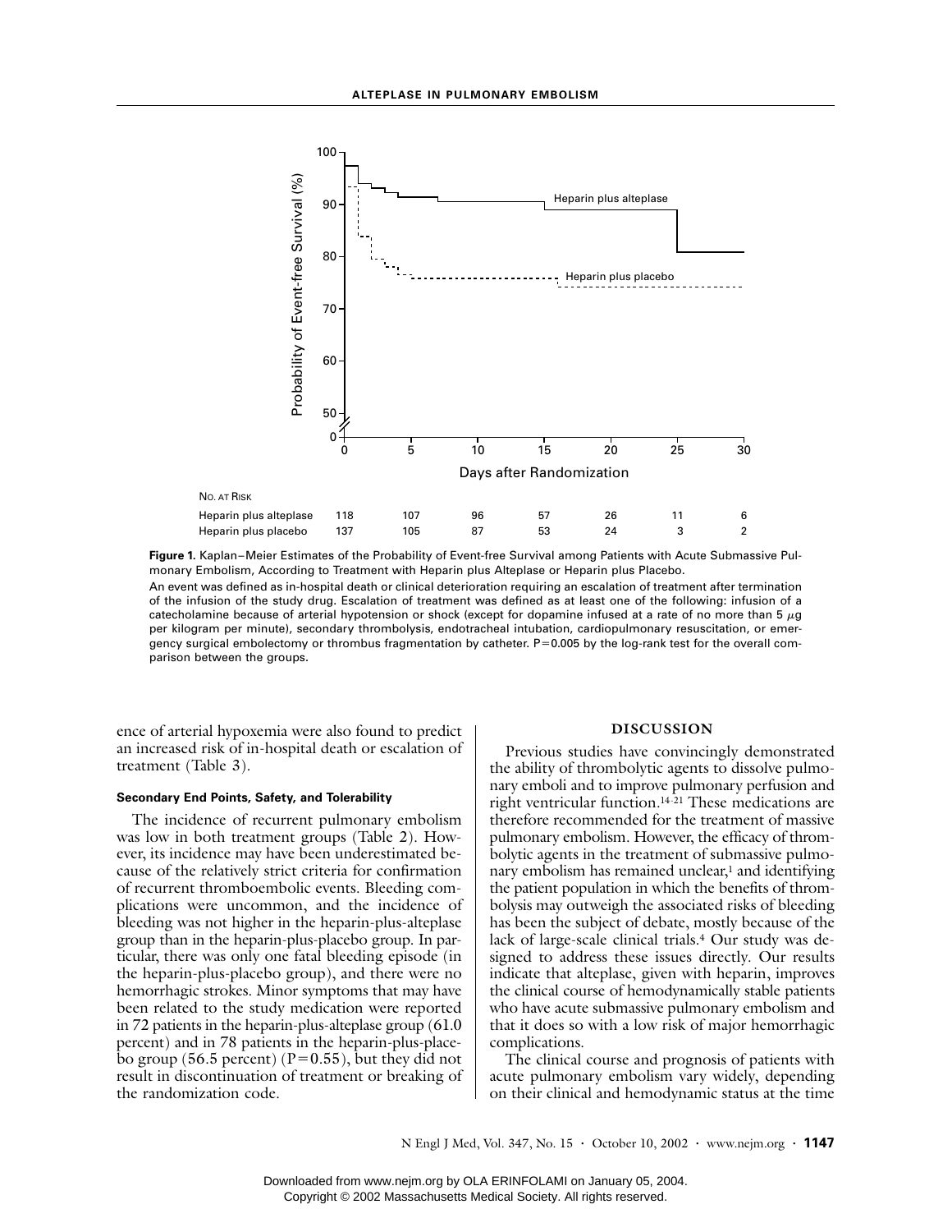Figure 1. Kaplan–Meier Estimates of the Probability of Event-free Survival among Patients with Acute Submassive Pulmonary Embolism, According to Treatment with Heparin plus Alteplase or Heparin plus Placebo.

An event was defined as in-hospital death or clinical deterioration requiring an escalation of treatment after termination of the infusion of the study drug. Escalation of treatment was defined as at least one of the following: infusion of a catecholamine because of arterial hypotension or shock (except for dopamine infused at a rate of no more than 5 $\mu$g per kilogram per minute), secondary thrombolysis, endotracheal intubation, cardiopulmonary resuscitation, or emergency surgical embolectomy or thrombus fragmentation by catheter. P=0.005 by the log-rank test for the overall comparison between the groups.

| No. at Risk | 0 | 5 | 10 | 15 | 20 | 25 | 30 |
|---|---|---|---|---|---|---|---|
| Heparin plus alteplase | 118 | 107 | 96 | 57 | 26 | 11 | 6 |
| Heparin plus placebo | 137 | 105 | 87 | 53 | 24 | 3 | 2 |

ence of arterial hypoxemia were also found to predict an increased risk of in-hospital death or escalation of treatment (Table 3).

#### Secondary End Points, Safety, and Tolerability

The incidence of recurrent pulmonary embolism was low in both treatment groups (Table 2). However, its incidence may have been underestimated because of the relatively strict criteria for confirmation of recurrent thromboembolic events. Bleeding complications were uncommon, and the incidence of bleeding was not higher in the heparin-plus-alteplase group than in the heparin-plus-placebo group. In particular, there was only one fatal bleeding episode (in the heparin-plus-placebo group), and there were no hemorrhagic strokes. Minor symptoms that may have been related to the study medication were reported in 72 patients in the heparin-plus-alteplase group (61.0 percent) and in 78 patients in the heparin-plus-placebo group (56.5 percent) (P=0.55), but they did not result in discontinuation of treatment or breaking of the randomization code.

## DISCUSSION

Previous studies have convincingly demonstrated the ability of thrombolytic agents to dissolve pulmonary emboli and to improve pulmonary perfusion and right ventricular function.[14-21] These medications are therefore recommended for the treatment of massive pulmonary embolism. However, the efficacy of thrombolytic agents in the treatment of submassive pulmonary embolism has remained unclear,[1] and identifying the patient population in which the benefits of thrombolysis may outweigh the associated risks of bleeding has been the subject of debate, mostly because of the lack of large-scale clinical trials.[4] Our study was designed to address these issues directly. Our results indicate that alteplase, given with heparin, improves the clinical course of hemodynamically stable patients who have acute submassive pulmonary embolism and that it does so with a low risk of major hemorrhagic complications.

The clinical course and prognosis of patients with acute pulmonary embolism vary widely, depending on their clinical and hemodynamic status at the time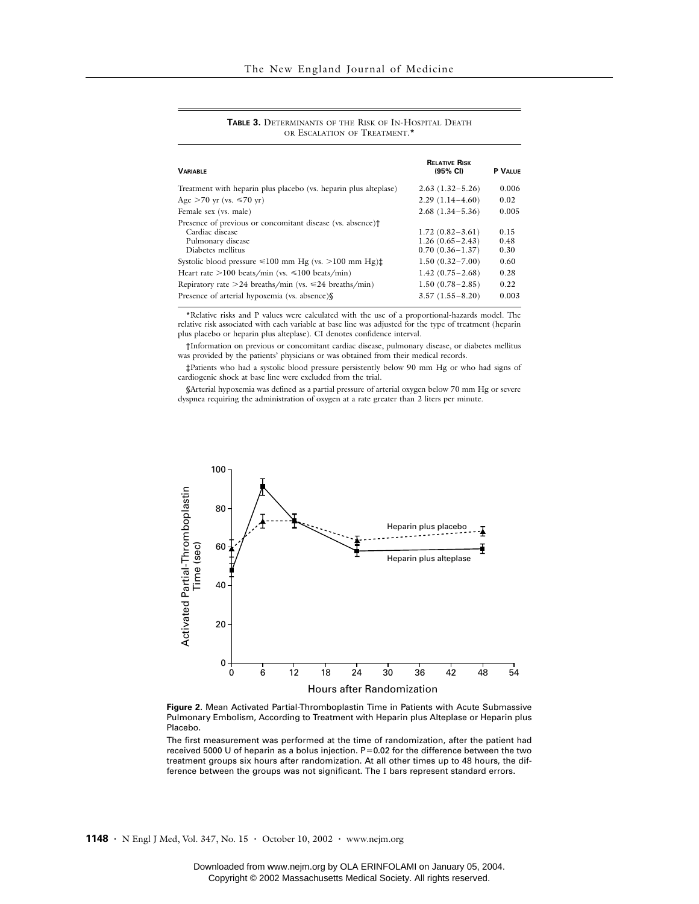**Table 3.** Determinants of the Risk of In-Hospital Death or Escalation of Treatment.*

| Variable | Relative Risk (95% CI) | P Value |
|---|---|---|
| Treatment with heparin plus placebo (vs. heparin plus alteplase) | 2.63 (1.32–5.26) | 0.006 |
| Age >70 yr (vs. ≤70 yr) | 2.29 (1.14–4.60) | 0.02 |
| Female sex (vs. male) | 2.68 (1.34–5.36) | 0.005 |
| Presence of previous or concomitant disease (vs. absence)† | | |
| Cardiac disease | 1.72 (0.82–3.61) | 0.15 |
| Pulmonary disease | 1.26 (0.65–2.43) | 0.48 |
| Diabetes mellitus | 0.70 (0.36–1.37) | 0.30 |
| Systolic blood pressure ≤100 mm Hg (vs. >100 mm Hg)‡ | 1.50 (0.32–7.00) | 0.60 |
| Heart rate >100 beats/min (vs. ≤100 beats/min) | 1.42 (0.75–2.68) | 0.28 |
| Repiratory rate >24 breaths/min (vs. ≤24 breaths/min) | 1.50 (0.78–2.85) | 0.22 |
| Presence of arterial hypoxemia (vs. absence)§ | 3.57 (1.55–8.20) | 0.003 |

*Relative risks and P values were calculated with the use of a proportional-hazards model. The relative risk associated with each variable at base line was adjusted for the type of treatment (heparin plus placebo or heparin plus alteplase). CI denotes confidence interval.

†Information on previous or concomitant cardiac disease, pulmonary disease, or diabetes mellitus was provided by the patients' physicians or was obtained from their medical records.

‡Patients who had a systolic blood pressure persistently below 90 mm Hg or who had signs of cardiogenic shock at base line were excluded from the trial.

§Arterial hypoxemia was defined as a partial pressure of arterial oxygen below 70 mm Hg or severe dyspnea requiring the administration of oxygen at a rate greater than 2 liters per minute.

**Figure 2.** Mean Activated Partial-Thromboplastin Time in Patients with Acute Submassive Pulmonary Embolism, According to Treatment with Heparin plus Alteplase or Heparin plus Placebo.

The first measurement was performed at the time of randomization, after the patient had received 5000 U of heparin as a bolus injection. P=0.02 for the difference between the two treatment groups six hours after randomization. At all other times up to 48 hours, the difference between the groups was not significant. The I bars represent standard errors.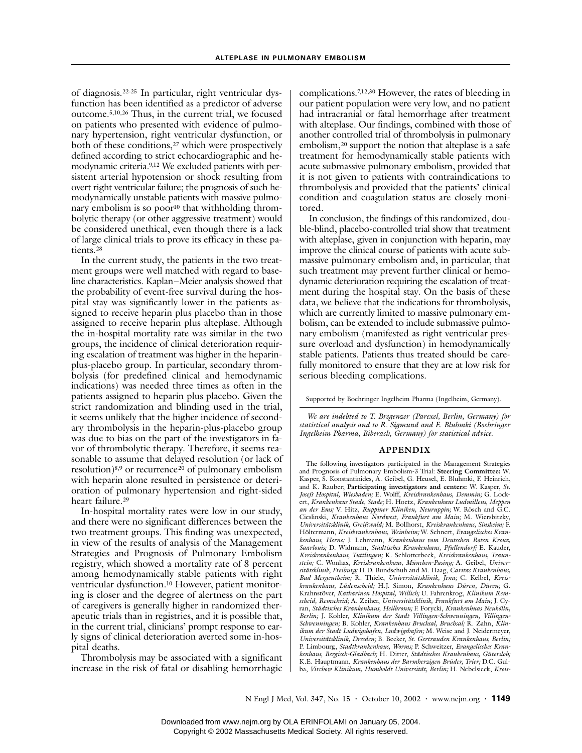of diagnosis.[22-25] In particular, right ventricular dysfunction has been identified as a predictor of adverse outcome.[5,10,26] Thus, in the current trial, we focused on patients who presented with evidence of pulmonary hypertension, right ventricular dysfunction, or both of these conditions,[27] which were prospectively defined according to strict echocardiographic and hemodynamic criteria.[9,12] We excluded patients with persistent arterial hypotension or shock resulting from overt right ventricular failure; the prognosis of such hemodynamically unstable patients with massive pulmonary embolism is so poor[10] that withholding thrombolytic therapy (or other aggressive treatment) would be considered unethical, even though there is a lack of large clinical trials to prove its efficacy in these patients.[28]

In the current study, the patients in the two treatment groups were well matched with regard to baseline characteristics. Kaplan–Meier analysis showed that the probability of event-free survival during the hospital stay was significantly lower in the patients assigned to receive heparin plus placebo than in those assigned to receive heparin plus alteplase. Although the in-hospital mortality rate was similar in the two groups, the incidence of clinical deterioration requiring escalation of treatment was higher in the heparin-plus-placebo group. In particular, secondary thrombolysis (for predefined clinical and hemodynamic indications) was needed three times as often in the patients assigned to heparin plus placebo. Given the strict randomization and blinding used in the trial, it seems unlikely that the higher incidence of secondary thrombolysis in the heparin-plus-placebo group was due to bias on the part of the investigators in favor of thrombolytic therapy. Therefore, it seems reasonable to assume that delayed resolution (or lack of resolution)[8,9] or recurrence[20] of pulmonary embolism with heparin alone resulted in persistence or deterioration of pulmonary hypertension and right-sided heart failure.[29]

In-hospital mortality rates were low in our study, and there were no significant differences between the two treatment groups. This finding was unexpected, in view of the results of analysis of the Management Strategies and Prognosis of Pulmonary Embolism registry, which showed a mortality rate of 8 percent among hemodynamically stable patients with right ventricular dysfunction.[10] However, patient monitoring is closer and the degree of alertness on the part of caregivers is generally higher in randomized therapeutic trials than in registries, and it is possible that, in the current trial, clinicians' prompt response to early signs of clinical deterioration averted some in-hospital deaths.

Thrombolysis may be associated with a significant increase in the risk of fatal or disabling hemorrhagic complications.[7,12,30] However, the rates of bleeding in our patient population were very low, and no patient had intracranial or fatal hemorrhage after treatment with alteplase. Our findings, combined with those of another controlled trial of thrombolysis in pulmonary embolism,[20] support the notion that alteplase is a safe treatment for hemodynamically stable patients with acute submassive pulmonary embolism, provided that it is not given to patients with contraindications to thrombolysis and provided that the patients' clinical condition and coagulation status are closely monitored.

In conclusion, the findings of this randomized, double-blind, placebo-controlled trial show that treatment with alteplase, given in conjunction with heparin, may improve the clinical course of patients with acute submassive pulmonary embolism and, in particular, that such treatment may prevent further clinical or hemodynamic deterioration requiring the escalation of treatment during the hospital stay. On the basis of these data, we believe that the indications for thrombolysis, which are currently limited to massive pulmonary embolism, can be extended to include submassive pulmonary embolism (manifested as right ventricular pressure overload and dysfunction) in hemodynamically stable patients. Patients thus treated should be carefully monitored to ensure that they are at low risk for serious bleeding complications.

Supported by Boehringer Ingelheim Pharma (Ingelheim, Germany).

*We are indebted to T. Bregenzer (Parexel, Berlin, Germany) for statistical analysis and to R. Sigmund and E. Bluhmki (Boehringer Ingelheim Pharma, Biberach, Germany) for statistical advice.*

## APPENDIX

The following investigators participated in the Management Strategies and Prognosis of Pulmonary Embolism-3 Trial: **Steering Committee:** W. Kasper, S. Konstantinides, A. Geibel, G. Heusel, E. Bluhmki, F. Heinrich, and K. Rauber; **Participating investigators and centers:** W. Kasper, *St. Josefs Hospital, Wiesbaden;* E. Wolff, *Kreiskrankenhaus, Demmin;* G. Lockert, *Krankenhaus Stade, Stade;* H. Hoetz, *Krankenhaus Ludmillens, Meppen an der Ems;* V. Hitz, *Ruppiner Kliniken, Neuruppin;* W. Rösch and G.C. Cieslinski, *Krankenhaus Nordwest, Frankfurt am Main;* M. Wiersbitzky, *Universitätsklinik, Greifswald;* M. Bollhorst, *Kreiskrankenhaus, Sinsheim;* F. Höltermann, *Kreiskrankenhaus, Weinheim;* W. Sehnert, *Evangelisches Krankenhaus, Herne;* J. Lehmann, *Krankenhaus vom Deutschen Roten Kreuz, Saarlouis;* D. Widmann, *Städtisches Krankenhaus, Pfullendorf;* E. Kauder, *Kreiskrankenhaus, Tuttlingen;* K. Schlotterbeck, *Kreiskrankenhaus, Traunstein;* C. Wonhas, *Kreiskrankenhaus, München-Pasing;* A. Geibel, *Universitätsklinik, Freiburg;* H.D. Bundschuh and M. Haag, *Caritas Krankenhaus, Bad Mergentheim;* R. Thiele, *Universitätsklinik, Jena;* C. Kelbel, *Kreiskrankenhaus, Lüdenscheid;* H.J. Simon, *Krankenhaus Düren, Düren;* G. Krahnstöver, *Katharinen Hospital, Willich;* U. Fahrenkrog, *Klinikum Remscheid, Remscheid;* A. Zeiher, *Universitätsklinik, Frankfurt am Main;* J. Cyran, *Städtisches Krankenhaus, Heilbronn;* F. Forycki, *Krankenhuas Neukölln, Berlin;* J. Kohler, *Klinikum der Stadt Villingen-Schwenningen, Villingen-Schwenningen;* B. Kohler, *Krankenhaus Bruchsal, Bruchsal;* R. Zahn, *Klinikum der Stadt Ludwigshafen, Ludwigshafen;* M. Weise and J. Neidermeyer, *Universitätsklinik, Dresden;* B. Becker, *St. Gertrauden Krankenhaus, Berlin;* P. Limbourg, *Stadtkrankenhaus, Worms;* P. Schweitzer, *Evangelisches Krankenhaus, Bergisch-Gladbach;* H. Ditter, *Städtisches Krankenhaus, Gütersloh;* K.E. Hauptmann, *Krankenhaus der Barmherzigen Brüder, Trier;* D.C. Gulba, *Virchow Klinikum, Humboldt Universität, Berlin;* H. Nebelsieck, *Kreis-*

Downloaded from www.nejm.org by OLA ERINFOLAMI on January 05, 2004.
Copyright © 2002 Massachusetts Medical Society. All rights reserved.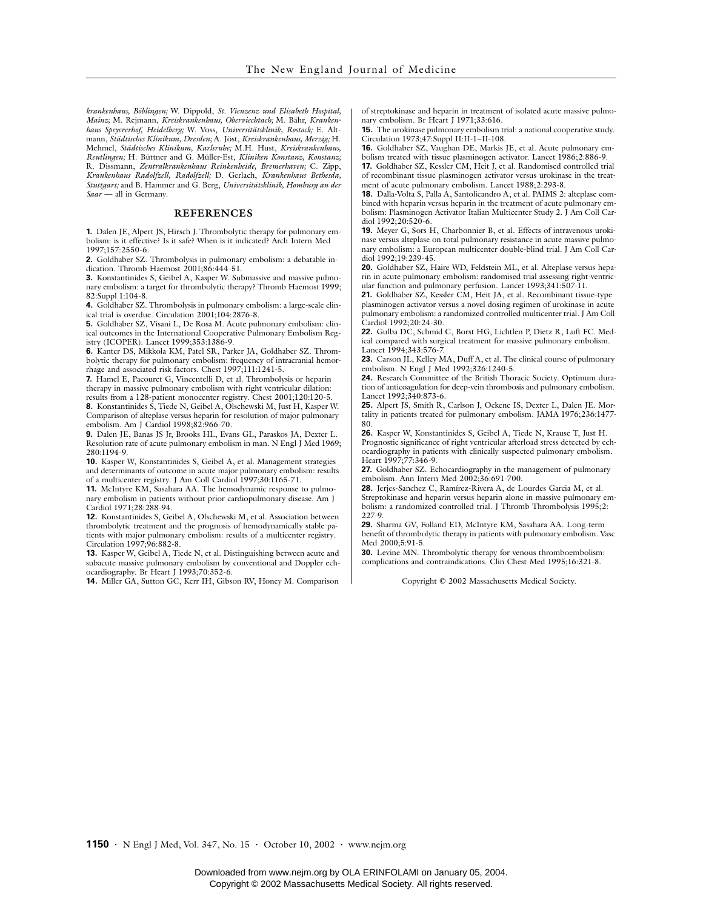*krankenhaus, Böblingen;* W. Dippold, *St. Vienzenz und Elisabeth Hospital, Mainz;* M. Rejmann, *Kreiskrankenhaus, Oberviechtach;* M. Bähr, *Krankenhaus Speyererhof, Heidelberg;* W. Voss, *Universitätsklinik, Rostock;* E. Altmann, *Städtisches Klinikum, Dresden;* A. Jöst, *Kreiskrankenhaus, Merzig;* H. Mehmel, *Städtisches Klinikum, Karlsruhe;* M.H. Hust, *Kreiskrankenhaus, Reutlingen;* H. Büttner and G. Müller-Est, *Kliniken Konstanz, Konstanz;* R. Dissmann, *Zentralkrankenhaus Reinkenheide, Bremerhaven;* C. Zipp, *Krankenhaus Radolfzell, Radolfzell;* D. Gerlach, *Krankenhaus Bethesda, Stuttgart;* and B. Hammer and G. Berg, *Universitätsklinik, Homburg an der Saar* — all in Germany.

## REFERENCES

**1.** Dalen JE, Alpert JS, Hirsch J. Thrombolytic therapy for pulmonary embolism: is it effective? Is it safe? When is it indicated? Arch Intern Med 1997;157:2550-6.

**2.** Goldhaber SZ. Thrombolysis in pulmonary embolism: a debatable indication. Thromb Haemost 2001;86:444-51.

**3.** Konstantinides S, Geibel A, Kasper W. Submassive and massive pulmonary embolism: a target for thrombolytic therapy? Thromb Haemost 1999; 82:Suppl 1:104-8.

**4.** Goldhaber SZ. Thrombolysis in pulmonary embolism: a large-scale clinical trial is overdue. Circulation 2001;104:2876-8.

**5.** Goldhaber SZ, Visani L, De Rosa M. Acute pulmonary embolism: clinical outcomes in the International Cooperative Pulmonary Embolism Registry (ICOPER). Lancet 1999;353:1386-9.

**6.** Kanter DS, Mikkola KM, Patel SR, Parker JA, Goldhaber SZ. Thrombolytic therapy for pulmonary embolism: frequency of intracranial hemorrhage and associated risk factors. Chest 1997;111:1241-5.

**7.** Hamel E, Pacouret G, Vincentelli D, et al. Thrombolysis or heparin therapy in massive pulmonary embolism with right ventricular dilation: results from a 128-patient monocenter registry. Chest 2001;120:120-5.

**8.** Konstantinides S, Tiede N, Geibel A, Olschewski M, Just H, Kasper W. Comparison of alteplase versus heparin for resolution of major pulmonary embolism. Am J Cardiol 1998;82:966-70.

**9.** Dalen JE, Banas JS Jr, Brooks HL, Evans GL, Paraskos JA, Dexter L. Resolution rate of acute pulmonary embolism in man. N Engl J Med 1969; 280:1194-9.

**10.** Kasper W, Konstantinides S, Geibel A, et al. Management strategies and determinants of outcome in acute major pulmonary embolism: results of a multicenter registry. J Am Coll Cardiol 1997;30:1165-71.

**11.** McIntyre KM, Sasahara AA. The hemodynamic response to pulmonary embolism in patients without prior cardiopulmonary disease. Am J Cardiol 1971;28:288-94.

**12.** Konstantinides S, Geibel A, Olschewski M, et al. Association between thrombolytic treatment and the prognosis of hemodynamically stable patients with major pulmonary embolism: results of a multicenter registry. Circulation 1997;96:882-8.

**13.** Kasper W, Geibel A, Tiede N, et al. Distinguishing between acute and subacute massive pulmonary embolism by conventional and Doppler echocardiography. Br Heart J 1993;70:352-6.

**14.** Miller GA, Sutton GC, Kerr IH, Gibson RV, Honey M. Comparison of streptokinase and heparin in treatment of isolated acute massive pulmonary embolism. Br Heart J 1971;33:616.

**15.** The urokinase pulmonary embolism trial: a national cooperative study. Circulation 1973;47:Suppl II:II-1–II-108.

**16.** Goldhaber SZ, Vaughan DE, Markis JE, et al. Acute pulmonary embolism treated with tissue plasminogen activator. Lancet 1986;2:886-9.

**17.** Goldhaber SZ, Kessler CM, Heit J, et al. Randomised controlled trial of recombinant tissue plasminogen activator versus urokinase in the treatment of acute pulmonary embolism. Lancet 1988;2:293-8.

**18.** Dalla-Volta S, Palla A, Santolicandro A, et al. PAIMS 2: alteplase combined with heparin versus heparin in the treatment of acute pulmonary embolism: Plasminogen Activator Italian Multicenter Study 2. J Am Coll Cardiol 1992;20:520-6.

**19.** Meyer G, Sors H, Charbonnier B, et al. Effects of intravenous urokinase versus alteplase on total pulmonary resistance in acute massive pulmonary embolism: a European multicenter double-blind trial. J Am Coll Cardiol 1992;19:239-45.

**20.** Goldhaber SZ, Haire WD, Feldstein ML, et al. Alteplase versus heparin in acute pulmonary embolism: randomised trial assessing right-ventricular function and pulmonary perfusion. Lancet 1993;341:507-11.

**21.** Goldhaber SZ, Kessler CM, Heit JA, et al. Recombinant tissue-type plasminogen activator versus a novel dosing regimen of urokinase in acute pulmonary embolism: a randomized controlled multicenter trial. J Am Coll Cardiol 1992;20:24-30.

**22.** Gulba DC, Schmid C, Borst HG, Lichtlen P, Dietz R, Luft FC. Medical compared with surgical treatment for massive pulmonary embolism. Lancet 1994;343:576-7.

**23.** Carson JL, Kelley MA, Duff A, et al. The clinical course of pulmonary embolism. N Engl J Med 1992;326:1240-5.

**24.** Research Committee of the British Thoracic Society. Optimum duration of anticoagulation for deep-vein thrombosis and pulmonary embolism. Lancet 1992;340:873-6.

**25.** Alpert JS, Smith R, Carlson J, Ockene IS, Dexter L, Dalen JE. Mortality in patients treated for pulmonary embolism. JAMA 1976;236:1477-80.

**26.** Kasper W, Konstantinides S, Geibel A, Tiede N, Krause T, Just H. Prognostic significance of right ventricular afterload stress detected by echocardiography in patients with clinically suspected pulmonary embolism. Heart 1997;77:346-9.

**27.** Goldhaber SZ. Echocardiography in the management of pulmonary embolism. Ann Intern Med 2002;36:691-700.

**28.** Jerjes-Sanchez C, Ramírez-Rivera A, de Lourdes Garcia M, et al. Streptokinase and heparin versus heparin alone in massive pulmonary embolism: a randomized controlled trial. J Thromb Thrombolysis 1995;2:227-9.

**29.** Sharma GV, Folland ED, McIntyre KM, Sasahara AA. Long-term benefit of thrombolytic therapy in patients with pulmonary embolism. Vasc Med 2000;5:91-5.

**30.** Levine MN. Thrombolytic therapy for venous thromboembolism: complications and contraindications. Clin Chest Med 1995;16:321-8.

Copyright © 2002 Massachusetts Medical Society.